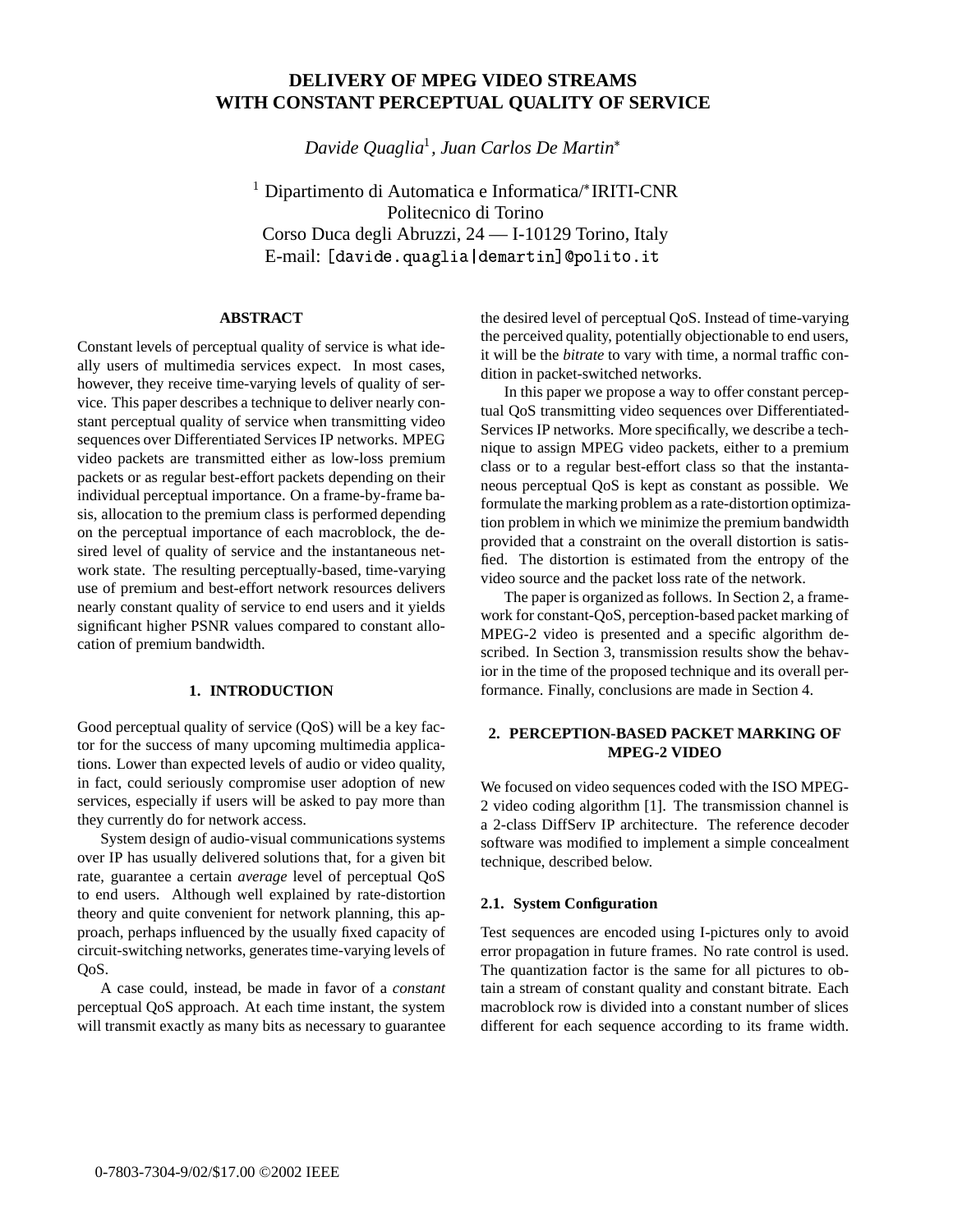# DELIVERY OF MPEG VIDEO STREAMS WITH CONSTANT PERCEPTUAL QUALITY OF SERVICE

*Davide Quaglia*[1], *Juan Carlos De Martin*[*]

[1] Dipartimento di Automatica e Informatica/[*]IRITI-CNR
Politecnico di Torino
Corso Duca degli Abruzzi, 24 — I-10129 Torino, Italy
E-mail: [davide.quaglia|demartin]@polito.it

### ABSTRACT

Constant levels of perceptual quality of service is what ideally users of multimedia services expect. In most cases, however, they receive time-varying levels of quality of service. This paper describes a technique to deliver nearly constant perceptual quality of service when transmitting video sequences over Differentiated Services IP networks. MPEG video packets are transmitted either as low-loss premium packets or as regular best-effort packets depending on their individual perceptual importance. On a frame-by-frame basis, allocation to the premium class is performed depending on the perceptual importance of each macroblock, the desired level of quality of service and the instantaneous network state. The resulting perceptually-based, time-varying use of premium and best-effort network resources delivers nearly constant quality of service to end users and it yields significant higher PSNR values compared to constant allocation of premium bandwidth.

## 1. INTRODUCTION

Good perceptual quality of service (QoS) will be a key factor for the success of many upcoming multimedia applications. Lower than expected levels of audio or video quality, in fact, could seriously compromise user adoption of new services, especially if users will be asked to pay more than they currently do for network access.

System design of audio-visual communications systems over IP has usually delivered solutions that, for a given bit rate, guarantee a certain *average* level of perceptual QoS to end users. Although well explained by rate-distortion theory and quite convenient for network planning, this approach, perhaps influenced by the usually fixed capacity of circuit-switching networks, generates time-varying levels of QoS.

A case could, instead, be made in favor of a *constant* perceptual QoS approach. At each time instant, the system will transmit exactly as many bits as necessary to guarantee the desired level of perceptual QoS. Instead of time-varying the perceived quality, potentially objectionable to end users, it will be the *bitrate* to vary with time, a normal traffic condition in packet-switched networks.

In this paper we propose a way to offer constant perceptual QoS transmitting video sequences over Differentiated-Services IP networks. More specifically, we describe a technique to assign MPEG video packets, either to a premium class or to a regular best-effort class so that the instantaneous perceptual QoS is kept as constant as possible. We formulate the marking problem as a rate-distortion optimization problem in which we minimize the premium bandwidth provided that a constraint on the overall distortion is satisfied. The distortion is estimated from the entropy of the video source and the packet loss rate of the network.

The paper is organized as follows. In Section 2, a framework for constant-QoS, perception-based packet marking of MPEG-2 video is presented and a specific algorithm described. In Section 3, transmission results show the behavior in the time of the proposed technique and its overall performance. Finally, conclusions are made in Section 4.

## 2. PERCEPTION-BASED PACKET MARKING OF MPEG-2 VIDEO

We focused on video sequences coded with the ISO MPEG-2 video coding algorithm [1]. The transmission channel is a 2-class DiffServ IP architecture. The reference decoder software was modified to implement a simple concealment technique, described below.

### 2.1. System Configuration

Test sequences are encoded using I-pictures only to avoid error propagation in future frames. No rate control is used. The quantization factor is the same for all pictures to obtain a stream of constant quality and constant bitrate. Each macroblock row is divided into a constant number of slices different for each sequence according to its frame width.

0-7803-7304-9/02/$17.00 ©2002 IEEE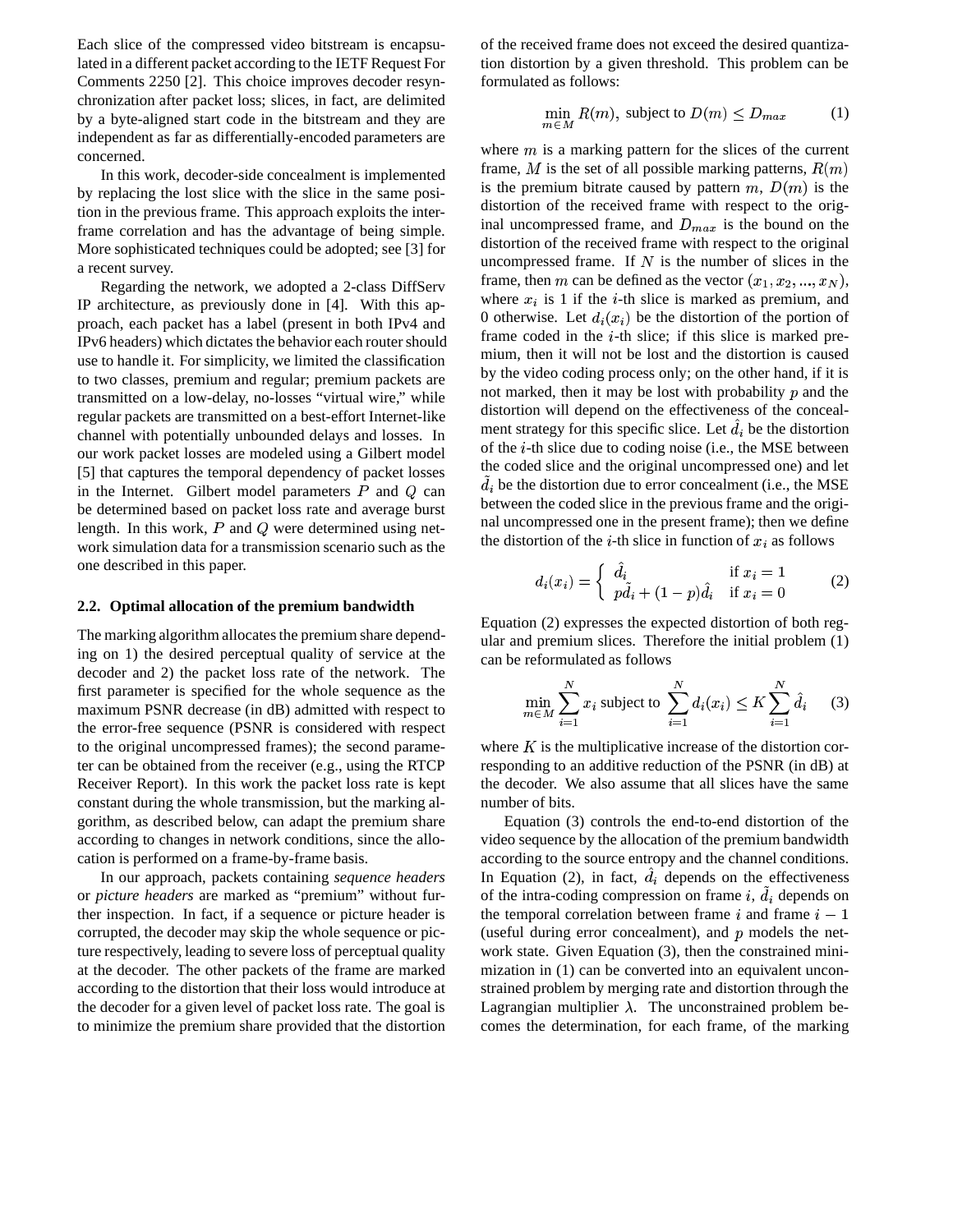Each slice of the compressed video bitstream is encapsulated in a different packet according to the IETF Request For Comments 2250 [2]. This choice improves decoder resynchronization after packet loss; slices, in fact, are delimited by a byte-aligned start code in the bitstream and they are independent as far as differentially-encoded parameters are concerned.

In this work, decoder-side concealment is implemented by replacing the lost slice with the slice in the same position in the previous frame. This approach exploits the inter-frame correlation and has the advantage of being simple. More sophisticated techniques could be adopted; see [3] for a recent survey.

Regarding the network, we adopted a 2-class DiffServ IP architecture, as previously done in [4]. With this approach, each packet has a label (present in both IPv4 and IPv6 headers) which dictates the behavior each router should use to handle it. For simplicity, we limited the classification to two classes, premium and regular; premium packets are transmitted on a low-delay, no-losses "virtual wire," while regular packets are transmitted on a best-effort Internet-like channel with potentially unbounded delays and losses. In our work packet losses are modeled using a Gilbert model [5] that captures the temporal dependency of packet losses in the Internet. Gilbert model parameters $P$ and $Q$ can be determined based on packet loss rate and average burst length. In this work, $P$ and $Q$ were determined using network simulation data for a transmission scenario such as the one described in this paper.

### 2.2. Optimal allocation of the premium bandwidth

The marking algorithm allocates the premium share depending on 1) the desired perceptual quality of service at the decoder and 2) the packet loss rate of the network. The first parameter is specified for the whole sequence as the maximum PSNR decrease (in dB) admitted with respect to the error-free sequence (PSNR is considered with respect to the original uncompressed frames); the second parameter can be obtained from the receiver (e.g., using the RTCP Receiver Report). In this work the packet loss rate is kept constant during the whole transmission, but the marking algorithm, as described below, can adapt the premium share according to changes in network conditions, since the allocation is performed on a frame-by-frame basis.

In our approach, packets containing *sequence headers* or *picture headers* are marked as "premium" without further inspection. In fact, if a sequence or picture header is corrupted, the decoder may skip the whole sequence or picture respectively, leading to severe loss of perceptual quality at the decoder. The other packets of the frame are marked according to the distortion that their loss would introduce at the decoder for a given level of packet loss rate. The goal is to minimize the premium share provided that the distortion of the received frame does not exceed the desired quantization distortion by a given threshold. This problem can be formulated as follows:

$$\min_{m \in M} R(m), \text{ subject to } D(m) \leq D_{max} \tag{1}$$

where $m$ is a marking pattern for the slices of the current frame, $M$ is the set of all possible marking patterns, $R(m)$ is the premium bitrate caused by pattern $m$, $D(m)$ is the distortion of the received frame with respect to the original uncompressed frame, and $D_{max}$ is the bound on the distortion of the received frame with respect to the original uncompressed frame. If $N$ is the number of slices in the frame, then $m$ can be defined as the vector $(x_1, x_2, ..., x_N)$, where $x_i$ is 1 if the $i$-th slice is marked as premium, and 0 otherwise. Let $d_i(x_i)$ be the distortion of the portion of frame coded in the $i$-th slice; if this slice is marked premium, then it will not be lost and the distortion is caused by the video coding process only; on the other hand, if it is not marked, then it may be lost with probability $p$ and the distortion will depend on the effectiveness of the concealment strategy for this specific slice. Let $\hat{d}_i$ be the distortion of the $i$-th slice due to coding noise (i.e., the MSE between the coded slice and the original uncompressed one) and let $\tilde{d}_i$ be the distortion due to error concealment (i.e., the MSE between the coded slice in the previous frame and the original uncompressed one in the present frame); then we define the distortion of the $i$-th slice in function of $x_i$ as follows

$$d_i(x_i) = \begin{cases} \hat{d}_i & \text{if } x_i = 1 \\ p\tilde{d}_i + (1-p)\hat{d}_i & \text{if } x_i = 0 \end{cases} \tag{2}$$

Equation (2) expresses the expected distortion of both regular and premium slices. Therefore the initial problem (1) can be reformulated as follows

$$\min_{m \in M} \sum_{i=1}^{N} x_i \text{ subject to } \sum_{i=1}^{N} d_i(x_i) \leq K \sum_{i=1}^{N} \hat{d}_i \tag{3}$$

where $K$ is the multiplicative increase of the distortion corresponding to an additive reduction of the PSNR (in dB) at the decoder. We also assume that all slices have the same number of bits.

Equation (3) controls the end-to-end distortion of the video sequence by the allocation of the premium bandwidth according to the source entropy and the channel conditions. In Equation (2), in fact, $\hat{d}_i$ depends on the effectiveness of the intra-coding compression on frame $i$, $\tilde{d}_i$ depends on the temporal correlation between frame $i$ and frame $i-1$ (useful during error concealment), and $p$ models the network state. Given Equation (3), then the constrained minimization in (1) can be converted into an equivalent unconstrained problem by merging rate and distortion through the Lagrangian multiplier $\lambda$. The unconstrained problem becomes the determination, for each frame, of the marking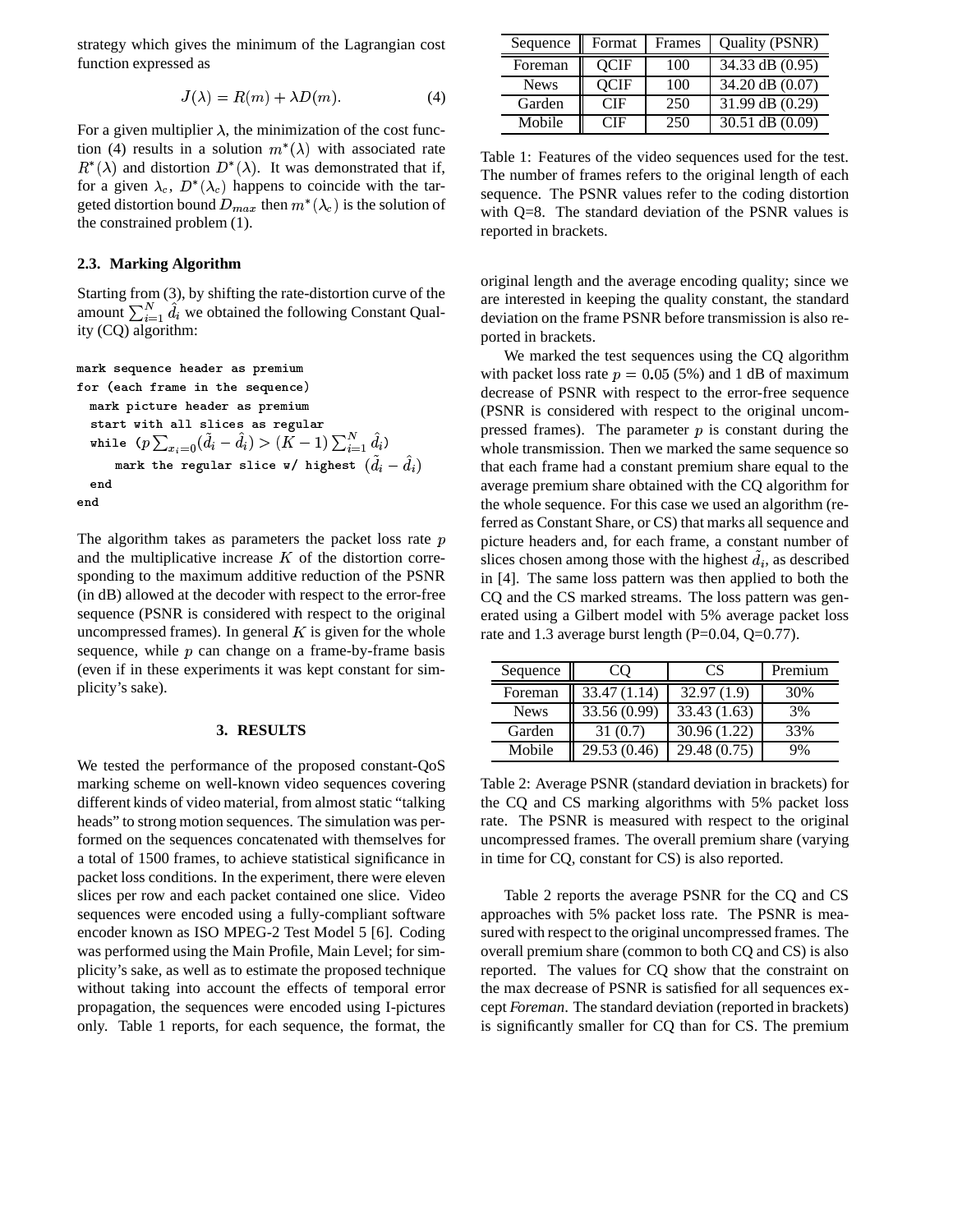strategy which gives the minimum of the Lagrangian cost function expressed as

$$J(\lambda) = R(m) + \lambda D(m). \tag{4}$$

For a given multiplier $\lambda$, the minimization of the cost function (4) results in a solution $m^*(\lambda)$ with associated rate $R^*(\lambda)$ and distortion $D^*(\lambda)$. It was demonstrated that if, for a given $\lambda_c$, $D^*(\lambda_c)$ happens to coincide with the targeted distortion bound $D_{max}$ then $m^*(\lambda_c)$ is the solution of the constrained problem (1).

### 2.3. Marking Algorithm

Starting from (3), by shifting the rate-distortion curve of the amount $\sum_{i=1}^{N} \hat{d}_i$ we obtained the following Constant Quality (CQ) algorithm:

```
mark sequence header as premium
for (each frame in the sequence)
  mark picture header as premium
  start with all slices as regular
  while (p Σ_{x_i=0} (d̃_i − d̂_i) > (K − 1) Σ_{i=1}^{N} d̂_i)
     mark the regular slice w/ highest (d̃_i − d̂_i)
  end
end
```

The algorithm takes as parameters the packet loss rate $p$ and the multiplicative increase $K$ of the distortion corresponding to the maximum additive reduction of the PSNR (in dB) allowed at the decoder with respect to the error-free sequence (PSNR is considered with respect to the original uncompressed frames). In general $K$ is given for the whole sequence, while $p$ can change on a frame-by-frame basis (even if in these experiments it was kept constant for simplicity's sake).

## 3. RESULTS

We tested the performance of the proposed constant-QoS marking scheme on well-known video sequences covering different kinds of video material, from almost static "talking heads" to strong motion sequences. The simulation was performed on the sequences concatenated with themselves for a total of 1500 frames, to achieve statistical significance in packet loss conditions. In the experiment, there were eleven slices per row and each packet contained one slice. Video sequences were encoded using a fully-compliant software encoder known as ISO MPEG-2 Test Model 5 [6]. Coding was performed using the Main Profile, Main Level; for simplicity's sake, as well as to estimate the proposed technique without taking into account the effects of temporal error propagation, the sequences were encoded using I-pictures only. Table 1 reports, for each sequence, the format, the original length and the average encoding quality; since we are interested in keeping the quality constant, the standard deviation on the frame PSNR before transmission is also reported in brackets.

| Sequence | Format | Frames | Quality (PSNR) |
|---|---|---|---|
| Foreman | QCIF | 100 | 34.33 dB (0.95) |
| News | QCIF | 100 | 34.20 dB (0.07) |
| Garden | CIF | 250 | 31.99 dB (0.29) |
| Mobile | CIF | 250 | 30.51 dB (0.09) |

Table 1: Features of the video sequences used for the test. The number of frames refers to the original length of each sequence. The PSNR values refer to the coding distortion with Q=8. The standard deviation of the PSNR values is reported in brackets.

We marked the test sequences using the CQ algorithm with packet loss rate $p = 0.05$ (5%) and 1 dB of maximum decrease of PSNR with respect to the error-free sequence (PSNR is considered with respect to the original uncompressed frames). The parameter $p$ is constant during the whole transmission. Then we marked the same sequence so that each frame had a constant premium share equal to the average premium share obtained with the CQ algorithm for the whole sequence. For this case we used an algorithm (referred as Constant Share, or CS) that marks all sequence and picture headers and, for each frame, a constant number of slices chosen among those with the highest $\tilde{d}_i$, as described in [4]. The same loss pattern was then applied to both the CQ and the CS marked streams. The loss pattern was generated using a Gilbert model with 5% average packet loss rate and 1.3 average burst length (P=0.04, Q=0.77).

| Sequence | CQ | CS | Premium |
|---|---|---|---|
| Foreman | 33.47 (1.14) | 32.97 (1.9) | 30% |
| News | 33.56 (0.99) | 33.43 (1.63) | 3% |
| Garden | 31 (0.7) | 30.96 (1.22) | 33% |
| Mobile | 29.53 (0.46) | 29.48 (0.75) | 9% |

Table 2: Average PSNR (standard deviation in brackets) for the CQ and CS marking algorithms with 5% packet loss rate. The PSNR is measured with respect to the original uncompressed frames. The overall premium share (varying in time for CQ, constant for CS) is also reported.

Table 2 reports the average PSNR for the CQ and CS approaches with 5% packet loss rate. The PSNR is measured with respect to the original uncompressed frames. The overall premium share (common to both CQ and CS) is also reported. The values for CQ show that the constraint on the max decrease of PSNR is satisfied for all sequences except *Foreman*. The standard deviation (reported in brackets) is significantly smaller for CQ than for CS. The premium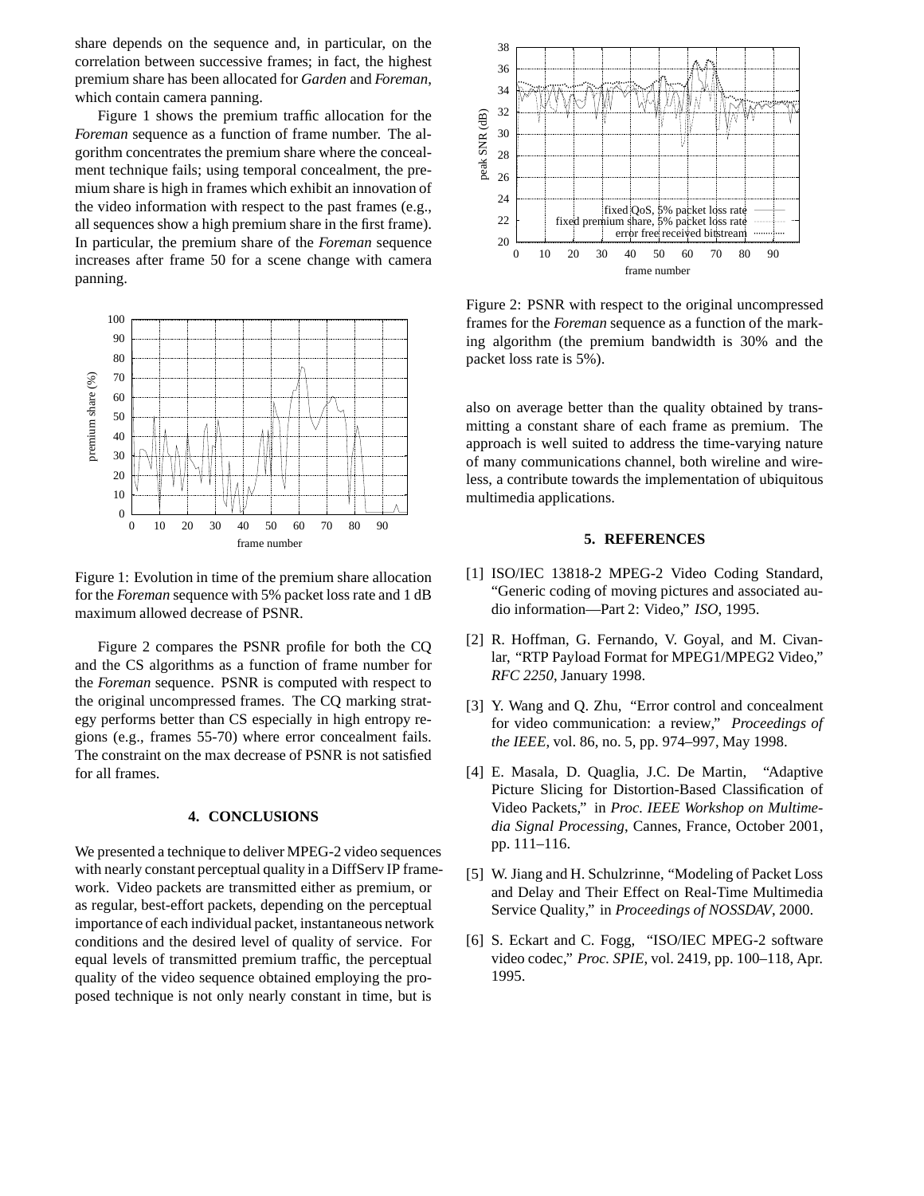share depends on the sequence and, in particular, on the correlation between successive frames; in fact, the highest premium share has been allocated for *Garden* and *Foreman*, which contain camera panning.

Figure 1 shows the premium traffic allocation for the *Foreman* sequence as a function of frame number. The algorithm concentrates the premium share where the concealment technique fails; using temporal concealment, the premium share is high in frames which exhibit an innovation of the video information with respect to the past frames (e.g., all sequences show a high premium share in the first frame). In particular, the premium share of the *Foreman* sequence increases after frame 50 for a scene change with camera panning.

premium share (%)
100
90
80
70
60
50
40
30
20
10
0
0 10 20 30 40 50 60 70 80 90
frame number

Figure 1: Evolution in time of the premium share allocation for the *Foreman* sequence with 5% packet loss rate and 1 dB maximum allowed decrease of PSNR.

Figure 2 compares the PSNR profile for both the CQ and the CS algorithms as a function of frame number for the *Foreman* sequence. PSNR is computed with respect to the original uncompressed frames. The CQ marking strategy performs better than CS especially in high entropy regions (e.g., frames 55-70) where error concealment fails. The constraint on the max decrease of PSNR is not satisfied for all frames.

peak SNR (dB)
38
36
34
32
30
28
26
24
22
20
0 10 20 30 40 50 60 70 80 90
frame number
fixed QoS, 5% packet loss rate
fixed premium share, 5% packet loss rate
error free received bitstream

Figure 2: PSNR with respect to the original uncompressed frames for the *Foreman* sequence as a function of the marking algorithm (the premium bandwidth is 30% and the packet loss rate is 5%).

## 4. CONCLUSIONS

We presented a technique to deliver MPEG-2 video sequences with nearly constant perceptual quality in a DiffServ IP framework. Video packets are transmitted either as premium, or as regular, best-effort packets, depending on the perceptual importance of each individual packet, instantaneous network conditions and the desired level of quality of service. For equal levels of transmitted premium traffic, the perceptual quality of the video sequence obtained employing the proposed technique is not only nearly constant in time, but is also on average better than the quality obtained by transmitting a constant share of each frame as premium. The approach is well suited to address the time-varying nature of many communications channel, both wireline and wireless, a contribute towards the implementation of ubiquitous multimedia applications.

## 5. REFERENCES

[1] ISO/IEC 13818-2 MPEG-2 Video Coding Standard, "Generic coding of moving pictures and associated audio information—Part 2: Video," *ISO*, 1995.

[2] R. Hoffman, G. Fernando, V. Goyal, and M. Civanlar, "RTP Payload Format for MPEG1/MPEG2 Video," *RFC 2250*, January 1998.

[3] Y. Wang and Q. Zhu, "Error control and concealment for video communication: a review," *Proceedings of the IEEE*, vol. 86, no. 5, pp. 974–997, May 1998.

[4] E. Masala, D. Quaglia, J.C. De Martin, "Adaptive Picture Slicing for Distortion-Based Classification of Video Packets," in *Proc. IEEE Workshop on Multimedia Signal Processing*, Cannes, France, October 2001, pp. 111–116.

[5] W. Jiang and H. Schulzrinne, "Modeling of Packet Loss and Delay and Their Effect on Real-Time Multimedia Service Quality," in *Proceedings of NOSSDAV*, 2000.

[6] S. Eckart and C. Fogg, "ISO/IEC MPEG-2 software video codec," *Proc. SPIE*, vol. 2419, pp. 100–118, Apr. 1995.